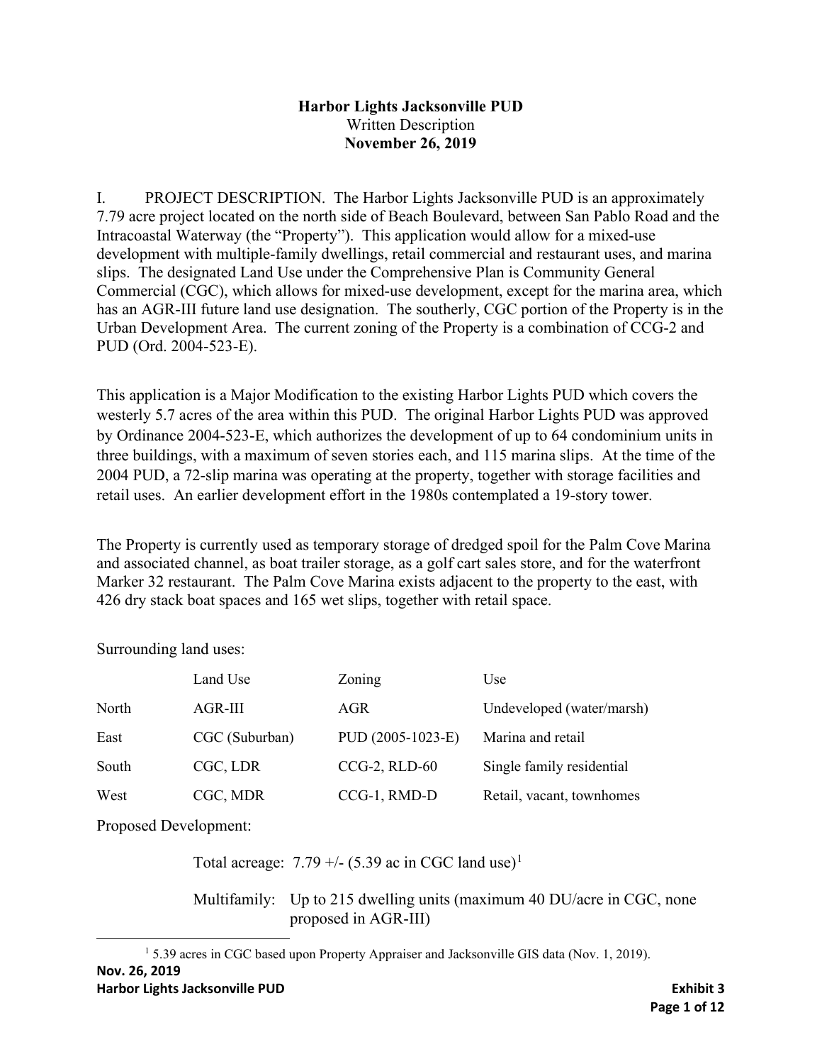# Harbor Lights Jacksonville PUD

Written Description

**November 26, 2019**

I. PROJECT DESCRIPTION. The Harbor Lights Jacksonville PUD is an approximately 7.79 acre project located on the north side of Beach Boulevard, between San Pablo Road and the Intracoastal Waterway (the "Property"). This application would allow for a mixed-use development with multiple-family dwellings, retail commercial and restaurant uses, and marina slips. The designated Land Use under the Comprehensive Plan is Community General Commercial (CGC), which allows for mixed-use development, except for the marina area, which has an AGR-III future land use designation. The southerly, CGC portion of the Property is in the Urban Development Area. The current zoning of the Property is a combination of CCG-2 and PUD (Ord. 2004-523-E).

This application is a Major Modification to the existing Harbor Lights PUD which covers the westerly 5.7 acres of the area within this PUD. The original Harbor Lights PUD was approved by Ordinance 2004-523-E, which authorizes the development of up to 64 condominium units in three buildings, with a maximum of seven stories each, and 115 marina slips. At the time of the 2004 PUD, a 72-slip marina was operating at the property, together with storage facilities and retail uses. An earlier development effort in the 1980s contemplated a 19-story tower.

The Property is currently used as temporary storage of dredged spoil for the Palm Cove Marina and associated channel, as boat trailer storage, as a golf cart sales store, and for the waterfront Marker 32 restaurant. The Palm Cove Marina exists adjacent to the property to the east, with 426 dry stack boat spaces and 165 wet slips, together with retail space.

Surrounding land uses:

| | Land Use | Zoning | Use |
|---|---|---|---|
| North | AGR-III | AGR | Undeveloped (water/marsh) |
| East | CGC (Suburban) | PUD (2005-1023-E) | Marina and retail |
| South | CGC, LDR | CCG-2, RLD-60 | Single family residential |
| West | CGC, MDR | CCG-1, RMD-D | Retail, vacant, townhomes |

Proposed Development:

Total acreage: 7.79 +/- (5.39 ac in CGC land use)[1]

Multifamily: Up to 215 dwelling units (maximum 40 DU/acre in CGC, none proposed in AGR-III)

[1] 5.39 acres in CGC based upon Property Appraiser and Jacksonville GIS data (Nov. 1, 2019).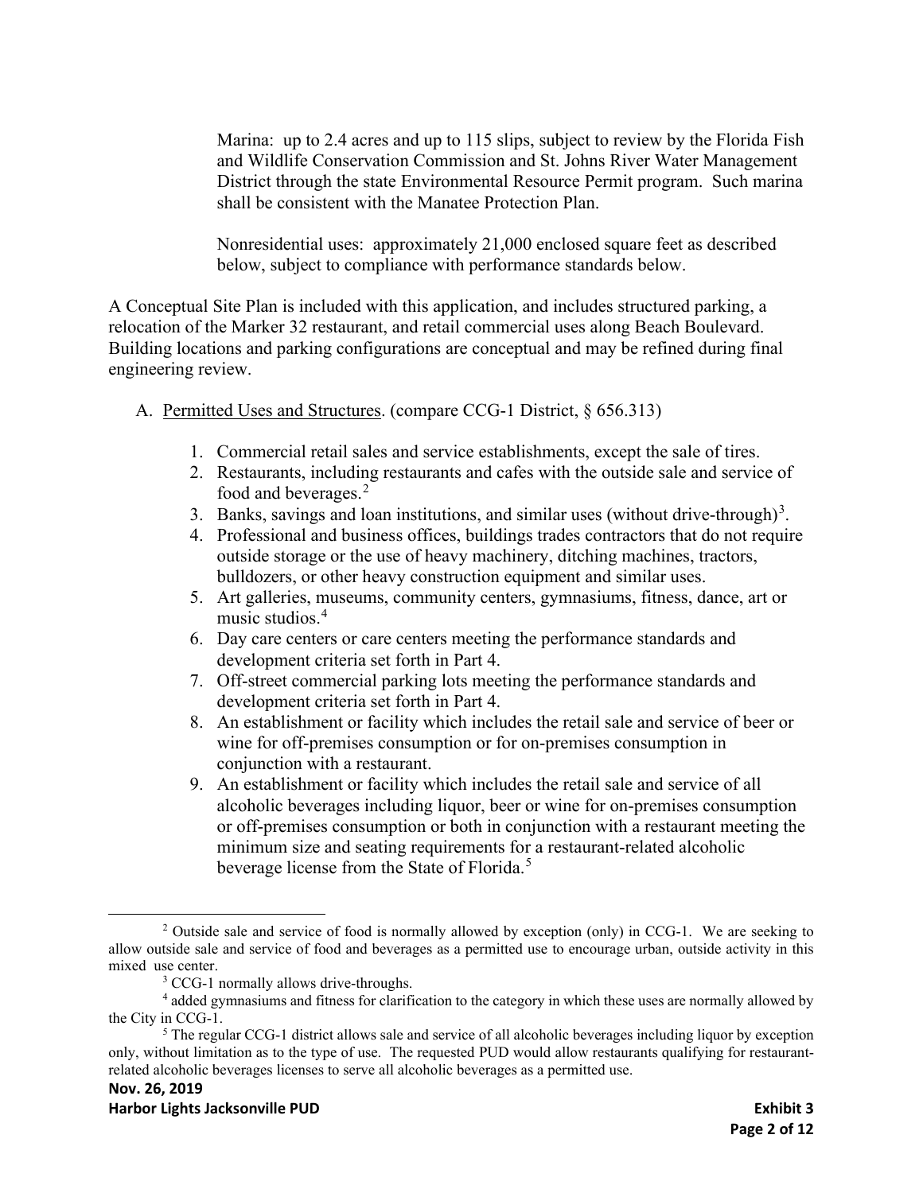Marina: up to 2.4 acres and up to 115 slips, subject to review by the Florida Fish and Wildlife Conservation Commission and St. Johns River Water Management District through the state Environmental Resource Permit program. Such marina shall be consistent with the Manatee Protection Plan.

Nonresidential uses: approximately 21,000 enclosed square feet as described below, subject to compliance with performance standards below.

A Conceptual Site Plan is included with this application, and includes structured parking, a relocation of the Marker 32 restaurant, and retail commercial uses along Beach Boulevard. Building locations and parking configurations are conceptual and may be refined during final engineering review.

A. Permitted Uses and Structures. (compare CCG-1 District, § 656.313)

1. Commercial retail sales and service establishments, except the sale of tires.
2. Restaurants, including restaurants and cafes with the outside sale and service of food and beverages.[2]
3. Banks, savings and loan institutions, and similar uses (without drive-through)[3].
4. Professional and business offices, buildings trades contractors that do not require outside storage or the use of heavy machinery, ditching machines, tractors, bulldozers, or other heavy construction equipment and similar uses.
5. Art galleries, museums, community centers, gymnasiums, fitness, dance, art or music studios.[4]
6. Day care centers or care centers meeting the performance standards and development criteria set forth in Part 4.
7. Off-street commercial parking lots meeting the performance standards and development criteria set forth in Part 4.
8. An establishment or facility which includes the retail sale and service of beer or wine for off-premises consumption or for on-premises consumption in conjunction with a restaurant.
9. An establishment or facility which includes the retail sale and service of all alcoholic beverages including liquor, beer or wine for on-premises consumption or off-premises consumption or both in conjunction with a restaurant meeting the minimum size and seating requirements for a restaurant-related alcoholic beverage license from the State of Florida.[5]

---

[2] Outside sale and service of food is normally allowed by exception (only) in CCG-1. We are seeking to allow outside sale and service of food and beverages as a permitted use to encourage urban, outside activity in this mixed use center.

[3] CCG-1 normally allows drive-throughs.

[4] added gymnasiums and fitness for clarification to the category in which these uses are normally allowed by the City in CCG-1.

[5] The regular CCG-1 district allows sale and service of all alcoholic beverages including liquor by exception only, without limitation as to the type of use. The requested PUD would allow restaurants qualifying for restaurant-related alcoholic beverages licenses to serve all alcoholic beverages as a permitted use.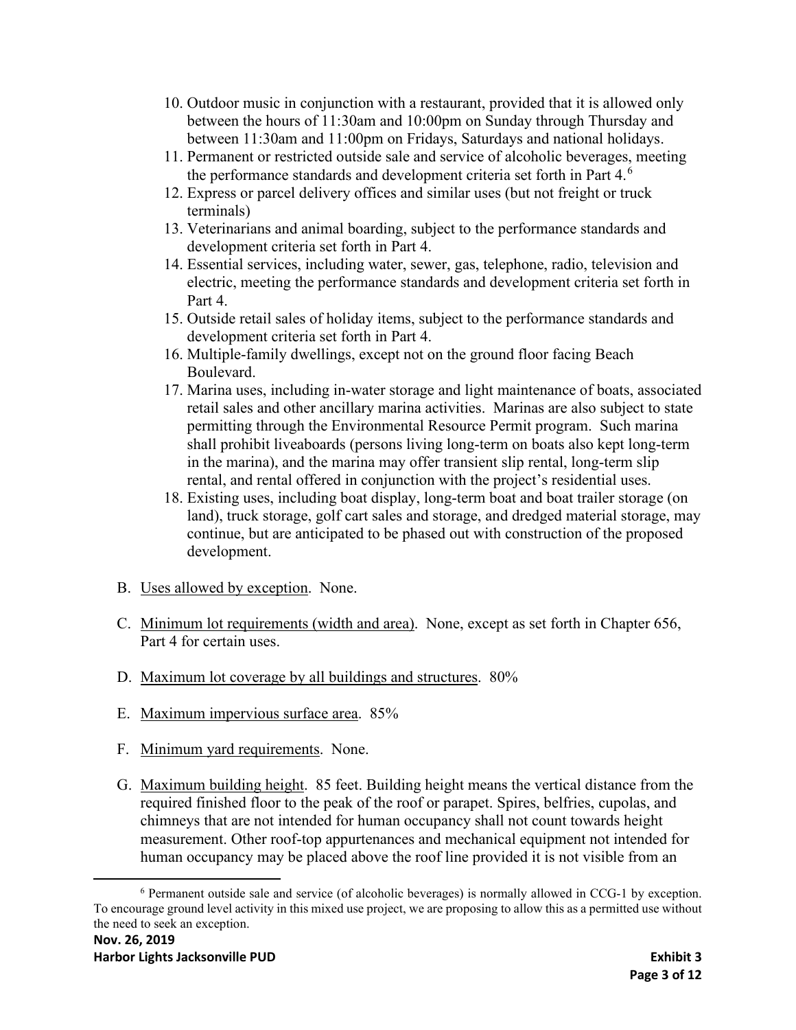10. Outdoor music in conjunction with a restaurant, provided that it is allowed only between the hours of 11:30am and 10:00pm on Sunday through Thursday and between 11:30am and 11:00pm on Fridays, Saturdays and national holidays.
11. Permanent or restricted outside sale and service of alcoholic beverages, meeting the performance standards and development criteria set forth in Part 4.[6]
12. Express or parcel delivery offices and similar uses (but not freight or truck terminals)
13. Veterinarians and animal boarding, subject to the performance standards and development criteria set forth in Part 4.
14. Essential services, including water, sewer, gas, telephone, radio, television and electric, meeting the performance standards and development criteria set forth in Part 4.
15. Outside retail sales of holiday items, subject to the performance standards and development criteria set forth in Part 4.
16. Multiple-family dwellings, except not on the ground floor facing Beach Boulevard.
17. Marina uses, including in-water storage and light maintenance of boats, associated retail sales and other ancillary marina activities. Marinas are also subject to state permitting through the Environmental Resource Permit program. Such marina shall prohibit liveaboards (persons living long-term on boats also kept long-term in the marina), and the marina may offer transient slip rental, long-term slip rental, and rental offered in conjunction with the project's residential uses.
18. Existing uses, including boat display, long-term boat and boat trailer storage (on land), truck storage, golf cart sales and storage, and dredged material storage, may continue, but are anticipated to be phased out with construction of the proposed development.

B. Uses allowed by exception. None.

C. Minimum lot requirements (width and area). None, except as set forth in Chapter 656, Part 4 for certain uses.

D. Maximum lot coverage by all buildings and structures. 80%

E. Maximum impervious surface area. 85%

F. Minimum yard requirements. None.

G. Maximum building height. 85 feet. Building height means the vertical distance from the required finished floor to the peak of the roof or parapet. Spires, belfries, cupolas, and chimneys that are not intended for human occupancy shall not count towards height measurement. Other roof-top appurtenances and mechanical equipment not intended for human occupancy may be placed above the roof line provided it is not visible from an

[6] Permanent outside sale and service (of alcoholic beverages) is normally allowed in CCG-1 by exception. To encourage ground level activity in this mixed use project, we are proposing to allow this as a permitted use without the need to seek an exception.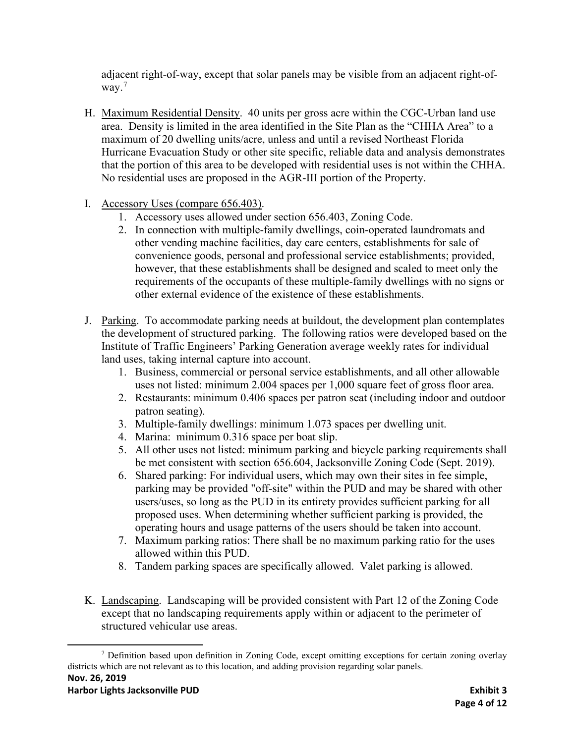adjacent right-of-way, except that solar panels may be visible from an adjacent right-of-way.[7]

H. Maximum Residential Density. 40 units per gross acre within the CGC-Urban land use area. Density is limited in the area identified in the Site Plan as the "CHHA Area" to a maximum of 20 dwelling units/acre, unless and until a revised Northeast Florida Hurricane Evacuation Study or other site specific, reliable data and analysis demonstrates that the portion of this area to be developed with residential uses is not within the CHHA. No residential uses are proposed in the AGR-III portion of the Property.

I. Accessory Uses (compare 656.403).
   1. Accessory uses allowed under section 656.403, Zoning Code.
   2. In connection with multiple-family dwellings, coin-operated laundromats and other vending machine facilities, day care centers, establishments for sale of convenience goods, personal and professional service establishments; provided, however, that these establishments shall be designed and scaled to meet only the requirements of the occupants of these multiple-family dwellings with no signs or other external evidence of the existence of these establishments.

J. Parking. To accommodate parking needs at buildout, the development plan contemplates the development of structured parking. The following ratios were developed based on the Institute of Traffic Engineers' Parking Generation average weekly rates for individual land uses, taking internal capture into account.
   1. Business, commercial or personal service establishments, and all other allowable uses not listed: minimum 2.004 spaces per 1,000 square feet of gross floor area.
   2. Restaurants: minimum 0.406 spaces per patron seat (including indoor and outdoor patron seating).
   3. Multiple-family dwellings: minimum 1.073 spaces per dwelling unit.
   4. Marina: minimum 0.316 space per boat slip.
   5. All other uses not listed: minimum parking and bicycle parking requirements shall be met consistent with section 656.604, Jacksonville Zoning Code (Sept. 2019).
   6. Shared parking: For individual users, which may own their sites in fee simple, parking may be provided "off-site" within the PUD and may be shared with other users/uses, so long as the PUD in its entirety provides sufficient parking for all proposed uses. When determining whether sufficient parking is provided, the operating hours and usage patterns of the users should be taken into account.
   7. Maximum parking ratios: There shall be no maximum parking ratio for the uses allowed within this PUD.
   8. Tandem parking spaces are specifically allowed. Valet parking is allowed.

K. Landscaping. Landscaping will be provided consistent with Part 12 of the Zoning Code except that no landscaping requirements apply within or adjacent to the perimeter of structured vehicular use areas.

[7] Definition based upon definition in Zoning Code, except omitting exceptions for certain zoning overlay districts which are not relevant as to this location, and adding provision regarding solar panels.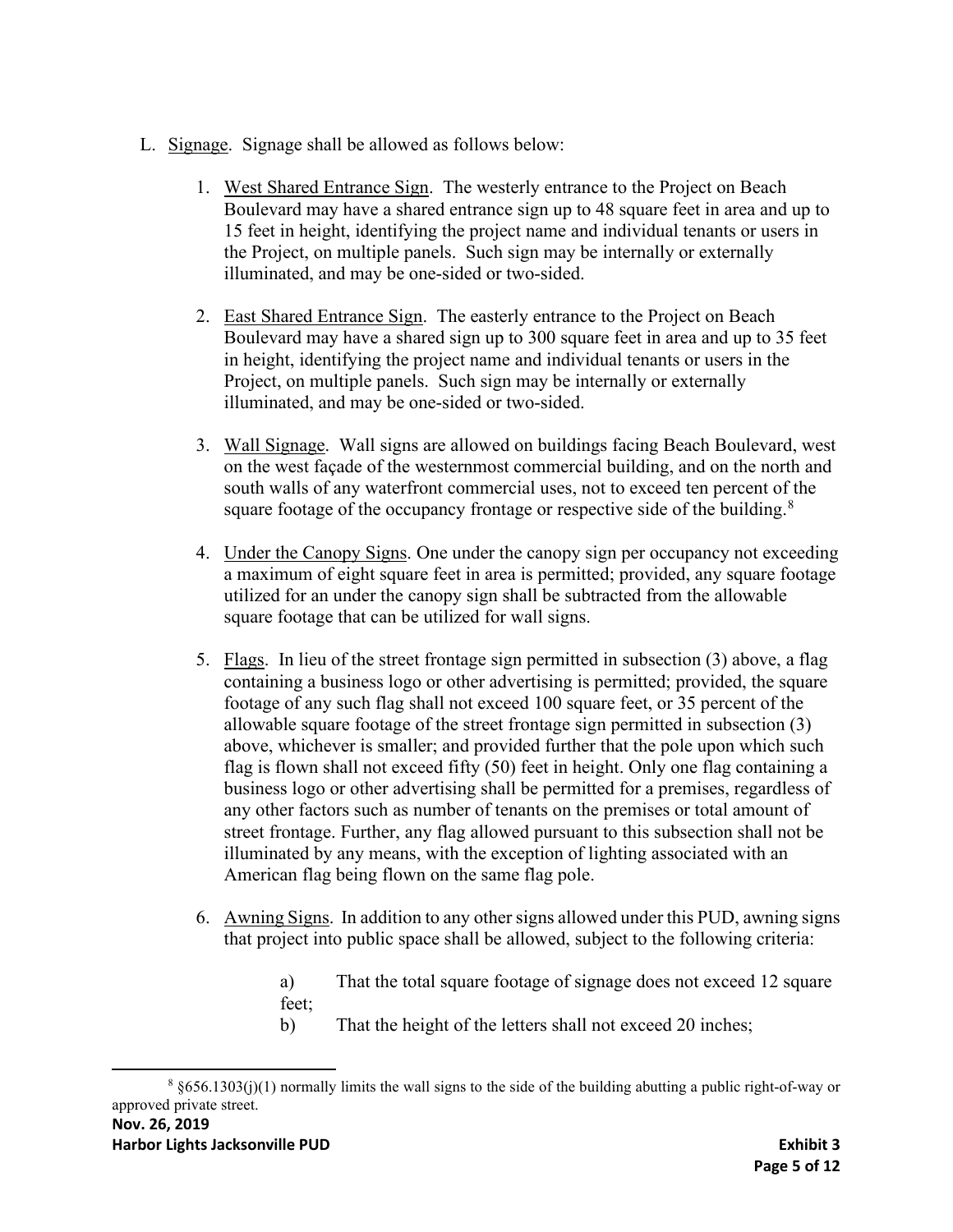L. Signage. Signage shall be allowed as follows below:

1. West Shared Entrance Sign. The westerly entrance to the Project on Beach Boulevard may have a shared entrance sign up to 48 square feet in area and up to 15 feet in height, identifying the project name and individual tenants or users in the Project, on multiple panels. Such sign may be internally or externally illuminated, and may be one-sided or two-sided.

2. East Shared Entrance Sign. The easterly entrance to the Project on Beach Boulevard may have a shared sign up to 300 square feet in area and up to 35 feet in height, identifying the project name and individual tenants or users in the Project, on multiple panels. Such sign may be internally or externally illuminated, and may be one-sided or two-sided.

3. Wall Signage. Wall signs are allowed on buildings facing Beach Boulevard, west on the west façade of the westernmost commercial building, and on the north and south walls of any waterfront commercial uses, not to exceed ten percent of the square footage of the occupancy frontage or respective side of the building.[8]

4. Under the Canopy Signs. One under the canopy sign per occupancy not exceeding a maximum of eight square feet in area is permitted; provided, any square footage utilized for an under the canopy sign shall be subtracted from the allowable square footage that can be utilized for wall signs.

5. Flags. In lieu of the street frontage sign permitted in subsection (3) above, a flag containing a business logo or other advertising is permitted; provided, the square footage of any such flag shall not exceed 100 square feet, or 35 percent of the allowable square footage of the street frontage sign permitted in subsection (3) above, whichever is smaller; and provided further that the pole upon which such flag is flown shall not exceed fifty (50) feet in height. Only one flag containing a business logo or other advertising shall be permitted for a premises, regardless of any other factors such as number of tenants on the premises or total amount of street frontage. Further, any flag allowed pursuant to this subsection shall not be illuminated by any means, with the exception of lighting associated with an American flag being flown on the same flag pole.

6. Awning Signs. In addition to any other signs allowed under this PUD, awning signs that project into public space shall be allowed, subject to the following criteria:

   a) That the total square footage of signage does not exceed 12 square feet;

   b) That the height of the letters shall not exceed 20 inches;

[8] §656.1303(j)(1) normally limits the wall signs to the side of the building abutting a public right-of-way or approved private street.

Nov. 26, 2019

Harbor Lights Jacksonville PUD

Exhibit 3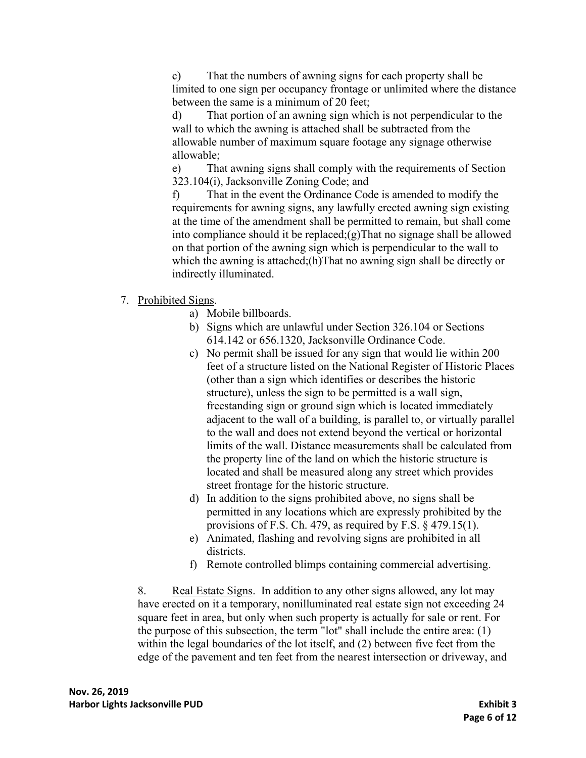c) That the numbers of awning signs for each property shall be limited to one sign per occupancy frontage or unlimited where the distance between the same is a minimum of 20 feet;

d) That portion of an awning sign which is not perpendicular to the wall to which the awning is attached shall be subtracted from the allowable number of maximum square footage any signage otherwise allowable;

e) That awning signs shall comply with the requirements of Section 323.104(i), Jacksonville Zoning Code; and

f) That in the event the Ordinance Code is amended to modify the requirements for awning signs, any lawfully erected awning sign existing at the time of the amendment shall be permitted to remain, but shall come into compliance should it be replaced;(g)That no signage shall be allowed on that portion of the awning sign which is perpendicular to the wall to which the awning is attached;(h)That no awning sign shall be directly or indirectly illuminated.

7. Prohibited Signs.
   a) Mobile billboards.
   b) Signs which are unlawful under Section 326.104 or Sections 614.142 or 656.1320, Jacksonville Ordinance Code.
   c) No permit shall be issued for any sign that would lie within 200 feet of a structure listed on the National Register of Historic Places (other than a sign which identifies or describes the historic structure), unless the sign to be permitted is a wall sign, freestanding sign or ground sign which is located immediately adjacent to the wall of a building, is parallel to, or virtually parallel to the wall and does not extend beyond the vertical or horizontal limits of the wall. Distance measurements shall be calculated from the property line of the land on which the historic structure is located and shall be measured along any street which provides street frontage for the historic structure.
   d) In addition to the signs prohibited above, no signs shall be permitted in any locations which are expressly prohibited by the provisions of F.S. Ch. 479, as required by F.S. § 479.15(1).
   e) Animated, flashing and revolving signs are prohibited in all districts.
   f) Remote controlled blimps containing commercial advertising.

8. Real Estate Signs. In addition to any other signs allowed, any lot may have erected on it a temporary, nonilluminated real estate sign not exceeding 24 square feet in area, but only when such property is actually for sale or rent. For the purpose of this subsection, the term "lot" shall include the entire area: (1) within the legal boundaries of the lot itself, and (2) between five feet from the edge of the pavement and ten feet from the nearest intersection or driveway, and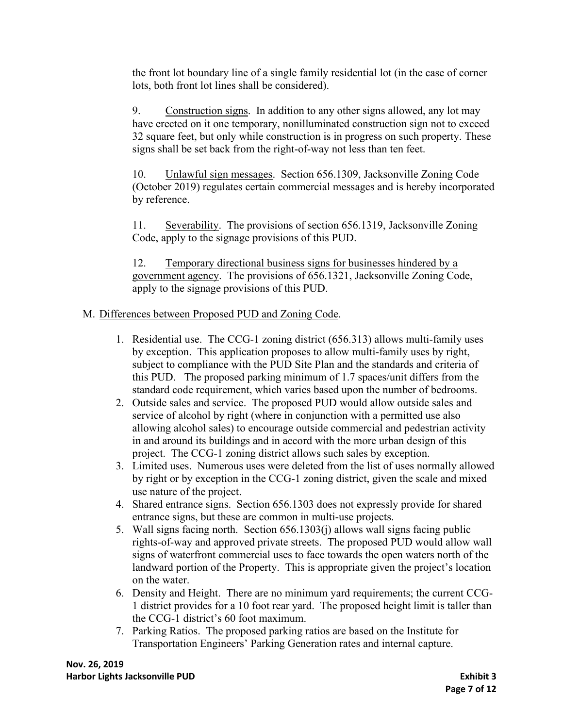the front lot boundary line of a single family residential lot (in the case of corner lots, both front lot lines shall be considered).

9. Construction signs. In addition to any other signs allowed, any lot may have erected on it one temporary, nonilluminated construction sign not to exceed 32 square feet, but only while construction is in progress on such property. These signs shall be set back from the right-of-way not less than ten feet.

10. Unlawful sign messages. Section 656.1309, Jacksonville Zoning Code (October 2019) regulates certain commercial messages and is hereby incorporated by reference.

11. Severability. The provisions of section 656.1319, Jacksonville Zoning Code, apply to the signage provisions of this PUD.

12. Temporary directional business signs for businesses hindered by a government agency. The provisions of 656.1321, Jacksonville Zoning Code, apply to the signage provisions of this PUD.

M. Differences between Proposed PUD and Zoning Code.

1. Residential use. The CCG-1 zoning district (656.313) allows multi-family uses by exception. This application proposes to allow multi-family uses by right, subject to compliance with the PUD Site Plan and the standards and criteria of this PUD. The proposed parking minimum of 1.7 spaces/unit differs from the standard code requirement, which varies based upon the number of bedrooms.
2. Outside sales and service. The proposed PUD would allow outside sales and service of alcohol by right (where in conjunction with a permitted use also allowing alcohol sales) to encourage outside commercial and pedestrian activity in and around its buildings and in accord with the more urban design of this project. The CCG-1 zoning district allows such sales by exception.
3. Limited uses. Numerous uses were deleted from the list of uses normally allowed by right or by exception in the CCG-1 zoning district, given the scale and mixed use nature of the project.
4. Shared entrance signs. Section 656.1303 does not expressly provide for shared entrance signs, but these are common in multi-use projects.
5. Wall signs facing north. Section 656.1303(j) allows wall signs facing public rights-of-way and approved private streets. The proposed PUD would allow wall signs of waterfront commercial uses to face towards the open waters north of the landward portion of the Property. This is appropriate given the project's location on the water.
6. Density and Height. There are no minimum yard requirements; the current CCG-1 district provides for a 10 foot rear yard. The proposed height limit is taller than the CCG-1 district's 60 foot maximum.
7. Parking Ratios. The proposed parking ratios are based on the Institute for Transportation Engineers' Parking Generation rates and internal capture.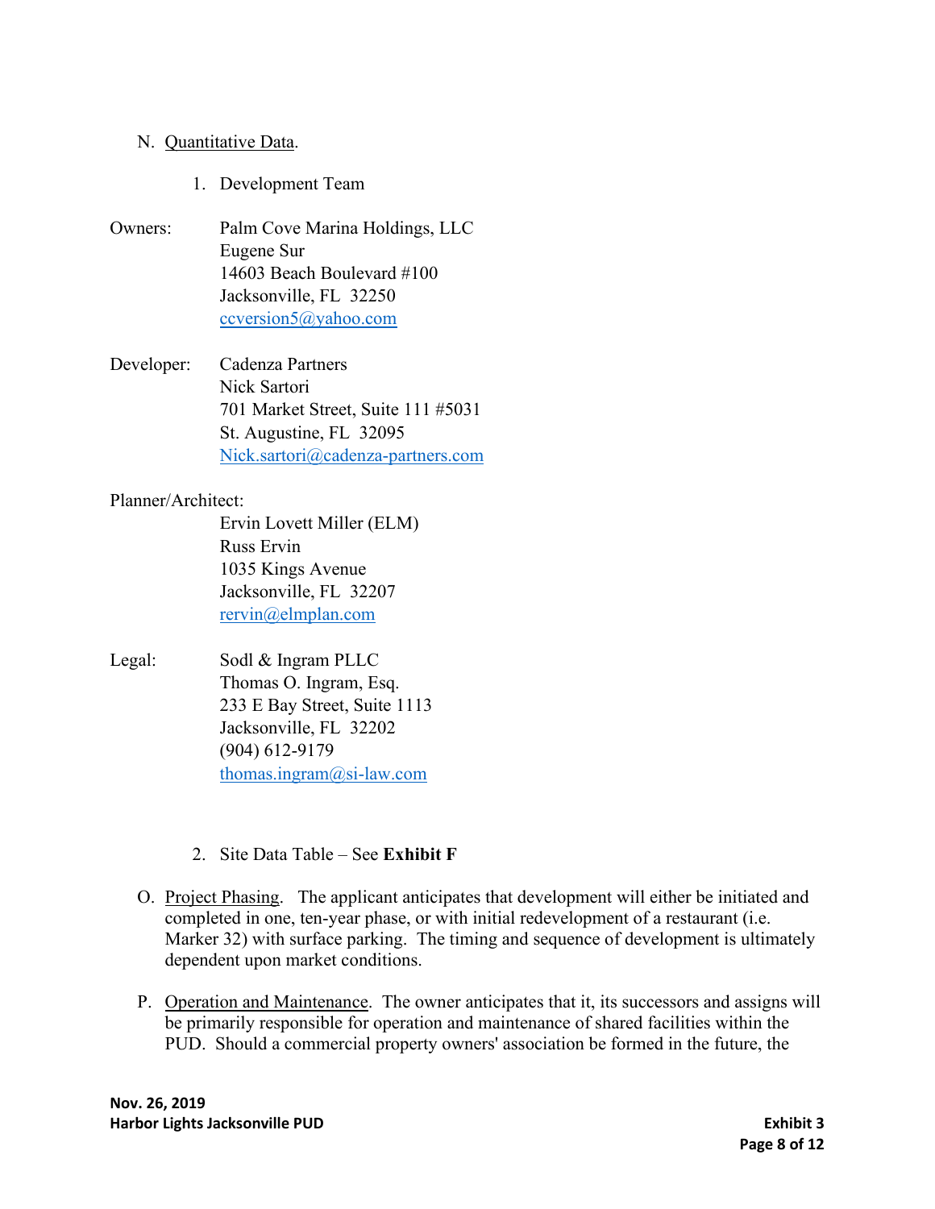N. Quantitative Data.

1. Development Team

Owners: Palm Cove Marina Holdings, LLC
Eugene Sur
14603 Beach Boulevard #100
Jacksonville, FL 32250
ccversion5@yahoo.com

Developer: Cadenza Partners
Nick Sartori
701 Market Street, Suite 111 #5031
St. Augustine, FL 32095
Nick.sartori@cadenza-partners.com

Planner/Architect:
Ervin Lovett Miller (ELM)
Russ Ervin
1035 Kings Avenue
Jacksonville, FL 32207
rervin@elmplan.com

Legal: Sodl & Ingram PLLC
Thomas O. Ingram, Esq.
233 E Bay Street, Suite 1113
Jacksonville, FL 32202
(904) 612-9179
thomas.ingram@si-law.com

2. Site Data Table – See **Exhibit F**

O. Project Phasing. The applicant anticipates that development will either be initiated and completed in one, ten-year phase, or with initial redevelopment of a restaurant (i.e. Marker 32) with surface parking. The timing and sequence of development is ultimately dependent upon market conditions.

P. Operation and Maintenance. The owner anticipates that it, its successors and assigns will be primarily responsible for operation and maintenance of shared facilities within the PUD. Should a commercial property owners' association be formed in the future, the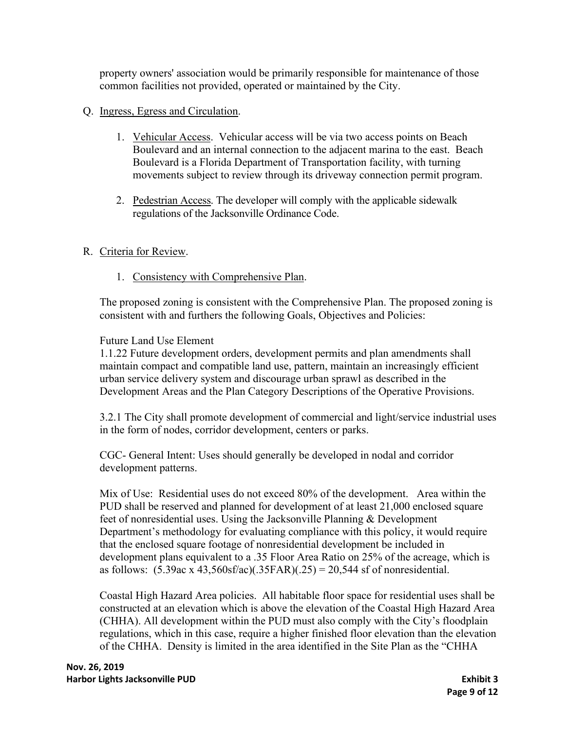property owners' association would be primarily responsible for maintenance of those common facilities not provided, operated or maintained by the City.

Q. Ingress, Egress and Circulation.

1. Vehicular Access. Vehicular access will be via two access points on Beach Boulevard and an internal connection to the adjacent marina to the east. Beach Boulevard is a Florida Department of Transportation facility, with turning movements subject to review through its driveway connection permit program.

2. Pedestrian Access. The developer will comply with the applicable sidewalk regulations of the Jacksonville Ordinance Code.

R. Criteria for Review.

1. Consistency with Comprehensive Plan.

The proposed zoning is consistent with the Comprehensive Plan. The proposed zoning is consistent with and furthers the following Goals, Objectives and Policies:

Future Land Use Element
1.1.22 Future development orders, development permits and plan amendments shall maintain compact and compatible land use, pattern, maintain an increasingly efficient urban service delivery system and discourage urban sprawl as described in the Development Areas and the Plan Category Descriptions of the Operative Provisions.

3.2.1 The City shall promote development of commercial and light/service industrial uses in the form of nodes, corridor development, centers or parks.

CGC- General Intent: Uses should generally be developed in nodal and corridor development patterns.

Mix of Use: Residential uses do not exceed 80% of the development. Area within the PUD shall be reserved and planned for development of at least 21,000 enclosed square feet of nonresidential uses. Using the Jacksonville Planning & Development Department's methodology for evaluating compliance with this policy, it would require that the enclosed square footage of nonresidential development be included in development plans equivalent to a .35 Floor Area Ratio on 25% of the acreage, which is as follows: (5.39ac x 43,560sf/ac)(.35FAR)(.25) = 20,544 sf of nonresidential.

Coastal High Hazard Area policies. All habitable floor space for residential uses shall be constructed at an elevation which is above the elevation of the Coastal High Hazard Area (CHHA). All development within the PUD must also comply with the City's floodplain regulations, which in this case, require a higher finished floor elevation than the elevation of the CHHA. Density is limited in the area identified in the Site Plan as the "CHHA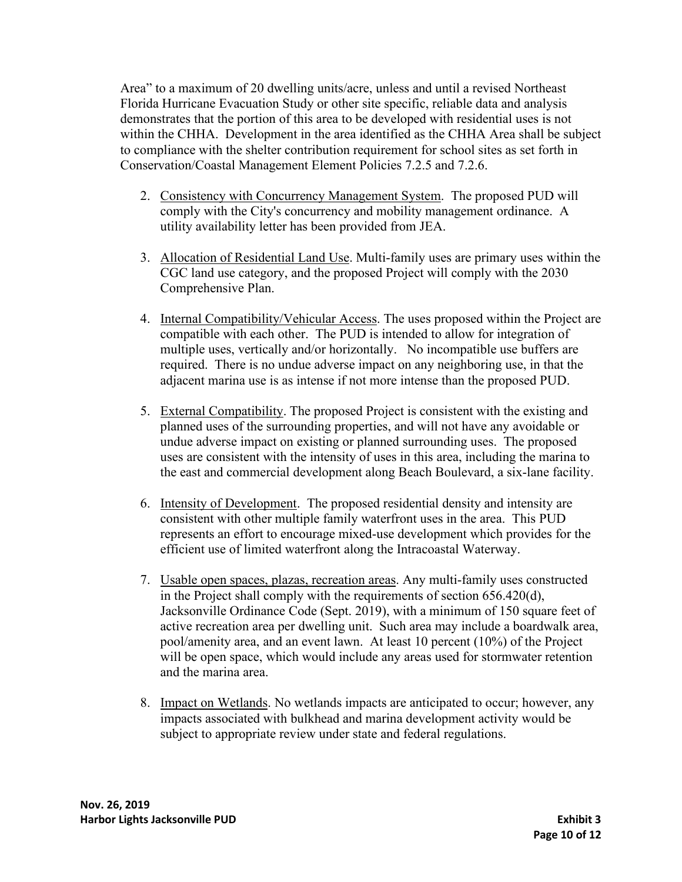Area" to a maximum of 20 dwelling units/acre, unless and until a revised Northeast Florida Hurricane Evacuation Study or other site specific, reliable data and analysis demonstrates that the portion of this area to be developed with residential uses is not within the CHHA. Development in the area identified as the CHHA Area shall be subject to compliance with the shelter contribution requirement for school sites as set forth in Conservation/Coastal Management Element Policies 7.2.5 and 7.2.6.

2. <u>Consistency with Concurrency Management System</u>. The proposed PUD will comply with the City's concurrency and mobility management ordinance. A utility availability letter has been provided from JEA.

3. <u>Allocation of Residential Land Use</u>. Multi-family uses are primary uses within the CGC land use category, and the proposed Project will comply with the 2030 Comprehensive Plan.

4. <u>Internal Compatibility/Vehicular Access</u>. The uses proposed within the Project are compatible with each other. The PUD is intended to allow for integration of multiple uses, vertically and/or horizontally. No incompatible use buffers are required. There is no undue adverse impact on any neighboring use, in that the adjacent marina use is as intense if not more intense than the proposed PUD.

5. <u>External Compatibility</u>. The proposed Project is consistent with the existing and planned uses of the surrounding properties, and will not have any avoidable or undue adverse impact on existing or planned surrounding uses. The proposed uses are consistent with the intensity of uses in this area, including the marina to the east and commercial development along Beach Boulevard, a six-lane facility.

6. <u>Intensity of Development</u>. The proposed residential density and intensity are consistent with other multiple family waterfront uses in the area. This PUD represents an effort to encourage mixed-use development which provides for the efficient use of limited waterfront along the Intracoastal Waterway.

7. <u>Usable open spaces, plazas, recreation areas</u>. Any multi-family uses constructed in the Project shall comply with the requirements of section 656.420(d), Jacksonville Ordinance Code (Sept. 2019), with a minimum of 150 square feet of active recreation area per dwelling unit. Such area may include a boardwalk area, pool/amenity area, and an event lawn. At least 10 percent (10%) of the Project will be open space, which would include any areas used for stormwater retention and the marina area.

8. <u>Impact on Wetlands</u>. No wetlands impacts are anticipated to occur; however, any impacts associated with bulkhead and marina development activity would be subject to appropriate review under state and federal regulations.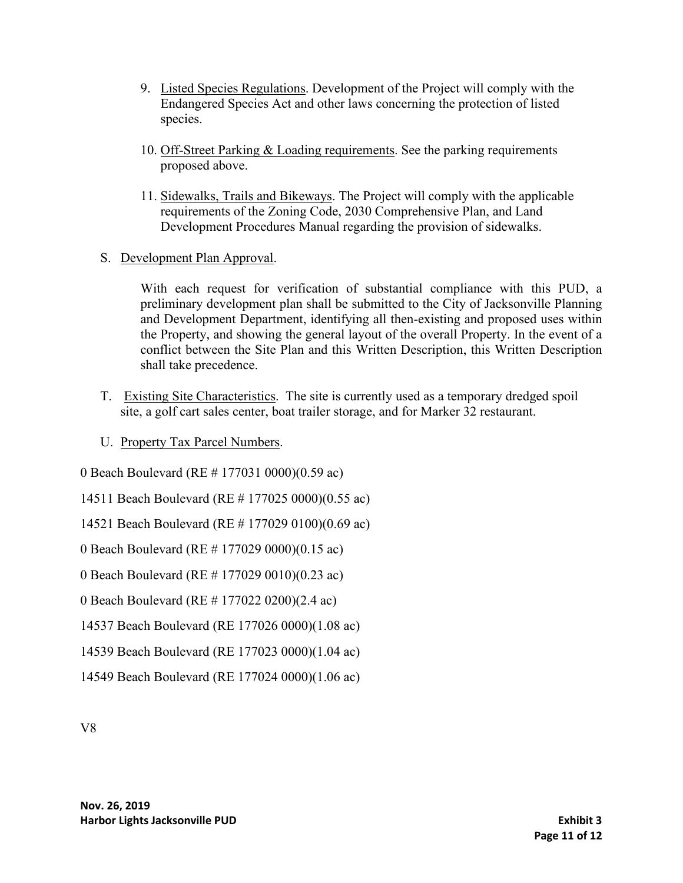9. Listed Species Regulations. Development of the Project will comply with the Endangered Species Act and other laws concerning the protection of listed species.

10. Off-Street Parking & Loading requirements. See the parking requirements proposed above.

11. Sidewalks, Trails and Bikeways. The Project will comply with the applicable requirements of the Zoning Code, 2030 Comprehensive Plan, and Land Development Procedures Manual regarding the provision of sidewalks.

S. Development Plan Approval.

With each request for verification of substantial compliance with this PUD, a preliminary development plan shall be submitted to the City of Jacksonville Planning and Development Department, identifying all then-existing and proposed uses within the Property, and showing the general layout of the overall Property. In the event of a conflict between the Site Plan and this Written Description, this Written Description shall take precedence.

T. Existing Site Characteristics. The site is currently used as a temporary dredged spoil site, a golf cart sales center, boat trailer storage, and for Marker 32 restaurant.

U. Property Tax Parcel Numbers.

0 Beach Boulevard (RE # 177031 0000)(0.59 ac)

14511 Beach Boulevard (RE # 177025 0000)(0.55 ac)

14521 Beach Boulevard (RE # 177029 0100)(0.69 ac)

0 Beach Boulevard (RE # 177029 0000)(0.15 ac)

0 Beach Boulevard (RE # 177029 0010)(0.23 ac)

0 Beach Boulevard (RE # 177022 0200)(2.4 ac)

14537 Beach Boulevard (RE 177026 0000)(1.08 ac)

14539 Beach Boulevard (RE 177023 0000)(1.04 ac)

14549 Beach Boulevard (RE 177024 0000)(1.06 ac)

V8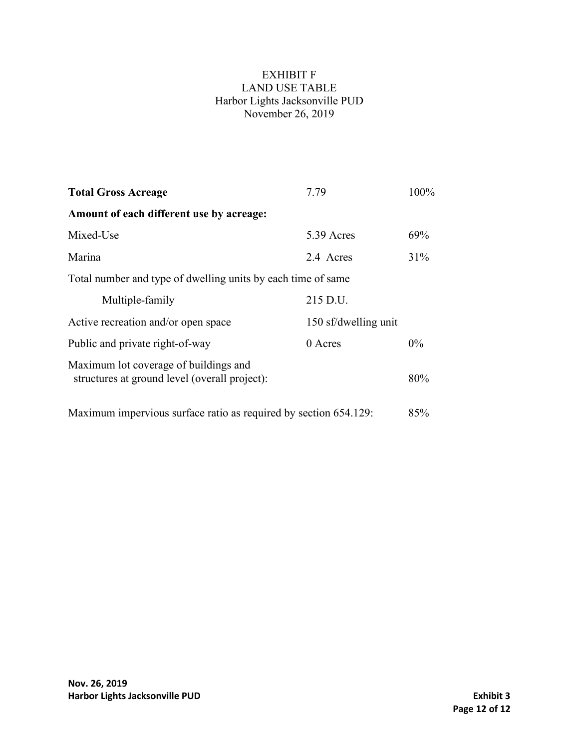EXHIBIT F
LAND USE TABLE
Harbor Lights Jacksonville PUD
November 26, 2019

| | | |
|---|---|---|
| **Total Gross Acreage** | 7.79 | 100% |
| **Amount of each different use by acreage:** | | |
| Mixed-Use | 5.39 Acres | 69% |
| Marina | 2.4 Acres | 31% |
| Total number and type of dwelling units by each time of same | | |
| Multiple-family | 215 D.U. | |
| Active recreation and/or open space | 150 sf/dwelling unit | |
| Public and private right-of-way | 0 Acres | 0% |
| Maximum lot coverage of buildings and structures at ground level (overall project): | | 80% |
| Maximum impervious surface ratio as required by section 654.129: | | 85% |